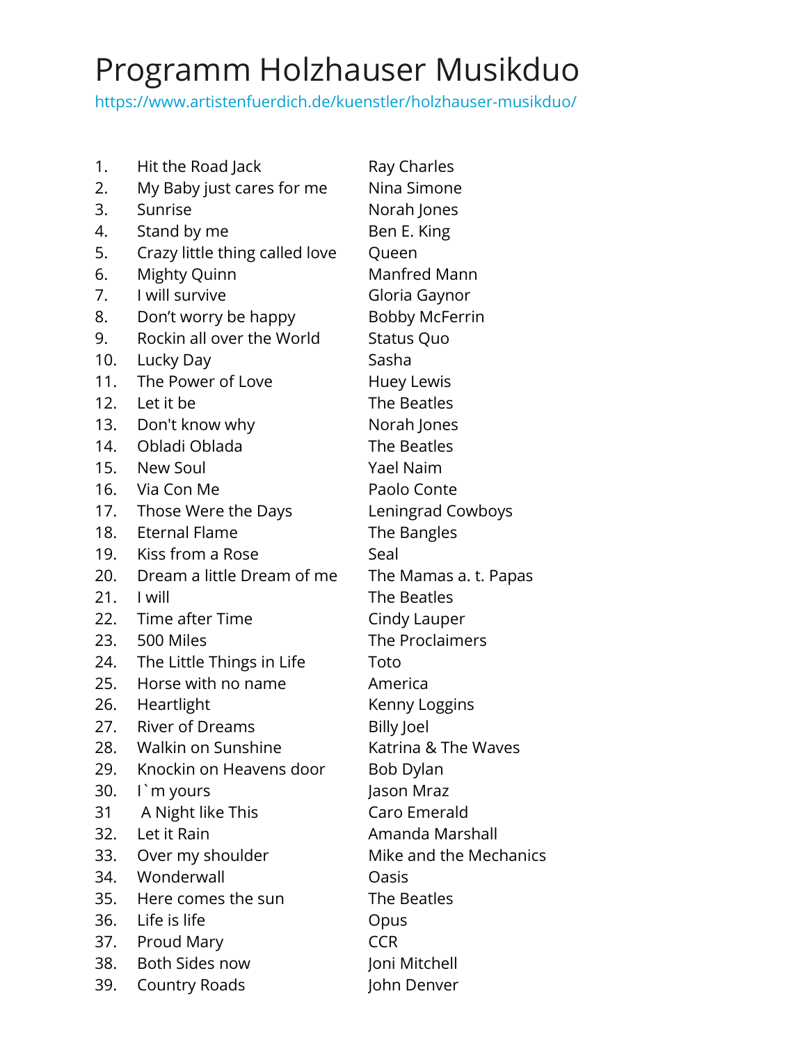# Programm Holzhauser Musikduo

https://www.artistenfuerdich.de/kuenstler/holzhauser-musikduo/

| | Titel | Interpret |
|---|---|---|
| 1. | Hit the Road Jack | Ray Charles |
| 2. | My Baby just cares for me | Nina Simone |
| 3. | Sunrise | Norah Jones |
| 4. | Stand by me | Ben E. King |
| 5. | Crazy little thing called love | Queen |
| 6. | Mighty Quinn | Manfred Mann |
| 7. | I will survive | Gloria Gaynor |
| 8. | Don't worry be happy | Bobby McFerrin |
| 9. | Rockin all over the World | Status Quo |
| 10. | Lucky Day | Sasha |
| 11. | The Power of Love | Huey Lewis |
| 12. | Let it be | The Beatles |
| 13. | Don't know why | Norah Jones |
| 14. | Obladi Oblada | The Beatles |
| 15. | New Soul | Yael Naim |
| 16. | Via Con Me | Paolo Conte |
| 17. | Those Were the Days | Leningrad Cowboys |
| 18. | Eternal Flame | The Bangles |
| 19. | Kiss from a Rose | Seal |
| 20. | Dream a little Dream of me | The Mamas a. t. Papas |
| 21. | I will | The Beatles |
| 22. | Time after Time | Cindy Lauper |
| 23. | 500 Miles | The Proclaimers |
| 24. | The Little Things in Life | Toto |
| 25. | Horse with no name | America |
| 26. | Heartlight | Kenny Loggins |
| 27. | River of Dreams | Billy Joel |
| 28. | Walkin on Sunshine | Katrina & The Waves |
| 29. | Knockin on Heavens door | Bob Dylan |
| 30. | I`m yours | Jason Mraz |
| 31 | A Night like This | Caro Emerald |
| 32. | Let it Rain | Amanda Marshall |
| 33. | Over my shoulder | Mike and the Mechanics |
| 34. | Wonderwall | Oasis |
| 35. | Here comes the sun | The Beatles |
| 36. | Life is life | Opus |
| 37. | Proud Mary | CCR |
| 38. | Both Sides now | Joni Mitchell |
| 39. | Country Roads | John Denver |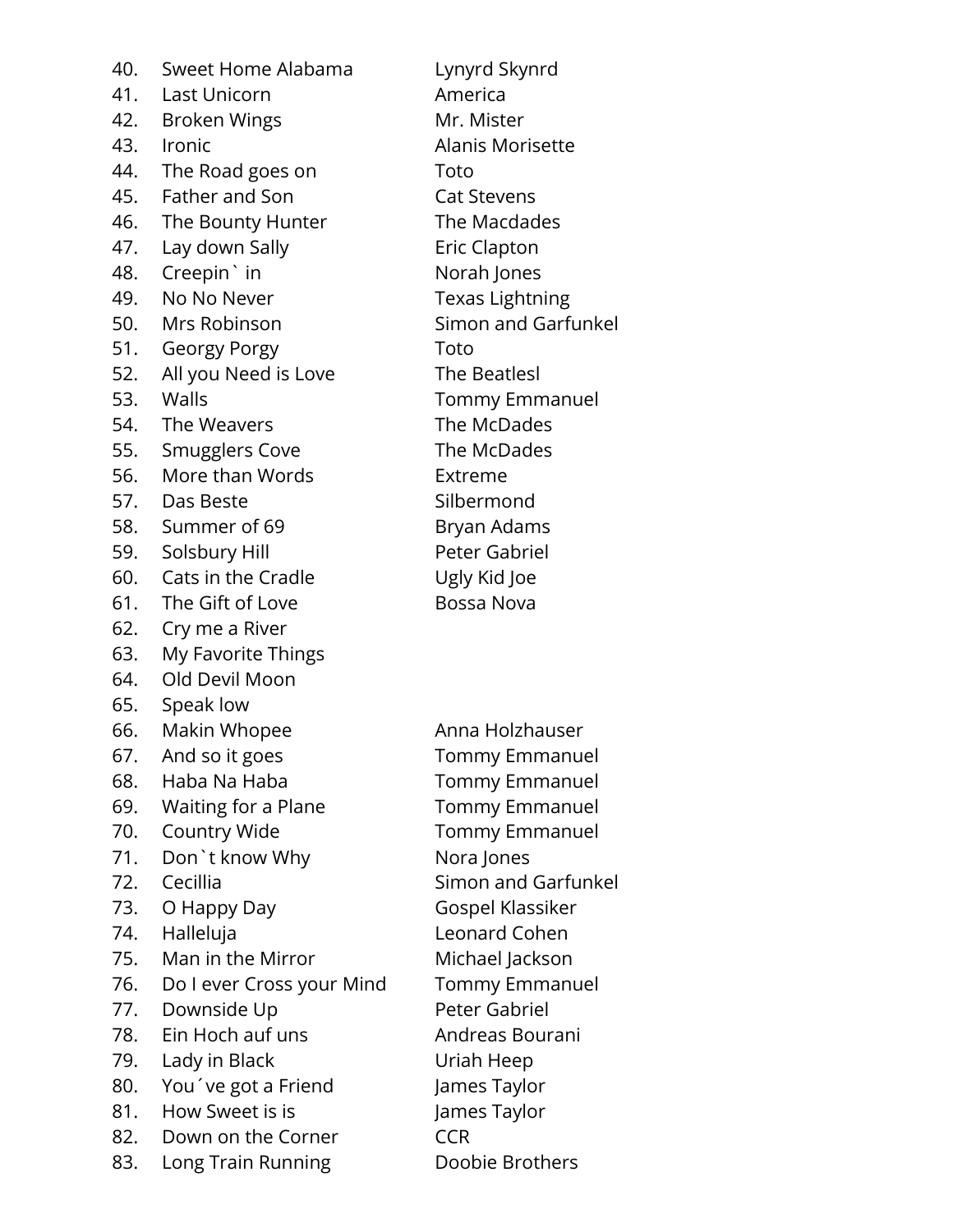| No. | Title | Artist |
|---|---|---|
| 40. | Sweet Home Alabama | Lynyrd Skynrd |
| 41. | Last Unicorn | America |
| 42. | Broken Wings | Mr. Mister |
| 43. | Ironic | Alanis Morisette |
| 44. | The Road goes on | Toto |
| 45. | Father and Son | Cat Stevens |
| 46. | The Bounty Hunter | The Macdades |
| 47. | Lay down Sally | Eric Clapton |
| 48. | Creepin` in | Norah Jones |
| 49. | No No Never | Texas Lightning |
| 50. | Mrs Robinson | Simon and Garfunkel |
| 51. | Georgy Porgy | Toto |
| 52. | All you Need is Love | The Beatlesl |
| 53. | Walls | Tommy Emmanuel |
| 54. | The Weavers | The McDades |
| 55. | Smugglers Cove | The McDades |
| 56. | More than Words | Extreme |
| 57. | Das Beste | Silbermond |
| 58. | Summer of 69 | Bryan Adams |
| 59. | Solsbury Hill | Peter Gabriel |
| 60. | Cats in the Cradle | Ugly Kid Joe |
| 61. | The Gift of Love | Bossa Nova |
| 62. | Cry me a River | |
| 63. | My Favorite Things | |
| 64. | Old Devil Moon | |
| 65. | Speak low | |
| 66. | Makin Whopee | Anna Holzhauser |
| 67. | And so it goes | Tommy Emmanuel |
| 68. | Haba Na Haba | Tommy Emmanuel |
| 69. | Waiting for a Plane | Tommy Emmanuel |
| 70. | Country Wide | Tommy Emmanuel |
| 71. | Don`t know Why | Nora Jones |
| 72. | Cecillia | Simon and Garfunkel |
| 73. | O Happy Day | Gospel Klassiker |
| 74. | Halleluja | Leonard Cohen |
| 75. | Man in the Mirror | Michael Jackson |
| 76. | Do I ever Cross your Mind | Tommy Emmanuel |
| 77. | Downside Up | Peter Gabriel |
| 78. | Ein Hoch auf uns | Andreas Bourani |
| 79. | Lady in Black | Uriah Heep |
| 80. | You´ve got a Friend | James Taylor |
| 81. | How Sweet is is | James Taylor |
| 82. | Down on the Corner | CCR |
| 83. | Long Train Running | Doobie Brothers |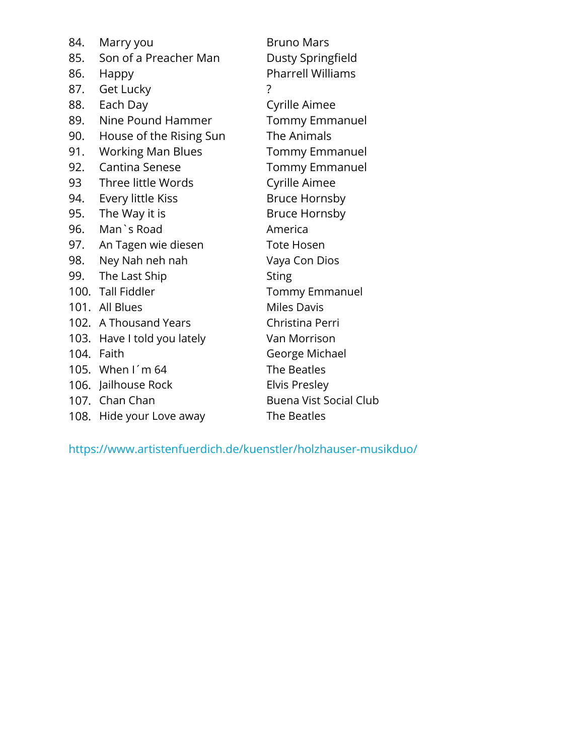| | | |
|---|---|---|
| 84. | Marry you | Bruno Mars |
| 85. | Son of a Preacher Man | Dusty Springfield |
| 86. | Happy | Pharrell Williams |
| 87. | Get Lucky | ? |
| 88. | Each Day | Cyrille Aimee |
| 89. | Nine Pound Hammer | Tommy Emmanuel |
| 90. | House of the Rising Sun | The Animals |
| 91. | Working Man Blues | Tommy Emmanuel |
| 92. | Cantina Senese | Tommy Emmanuel |
| 93 | Three little Words | Cyrille Aimee |
| 94. | Every little Kiss | Bruce Hornsby |
| 95. | The Way it is | Bruce Hornsby |
| 96. | Man`s Road | America |
| 97. | An Tagen wie diesen | Tote Hosen |
| 98. | Ney Nah neh nah | Vaya Con Dios |
| 99. | The Last Ship | Sting |
| 100. | Tall Fiddler | Tommy Emmanuel |
| 101. | All Blues | Miles Davis |
| 102. | A Thousand Years | Christina Perri |
| 103. | Have I told you lately | Van Morrison |
| 104. | Faith | George Michael |
| 105. | When I´m 64 | The Beatles |
| 106. | Jailhouse Rock | Elvis Presley |
| 107. | Chan Chan | Buena Vist Social Club |
| 108. | Hide your Love away | The Beatles |

https://www.artistenfuerdich.de/kuenstler/holzhauser-musikduo/